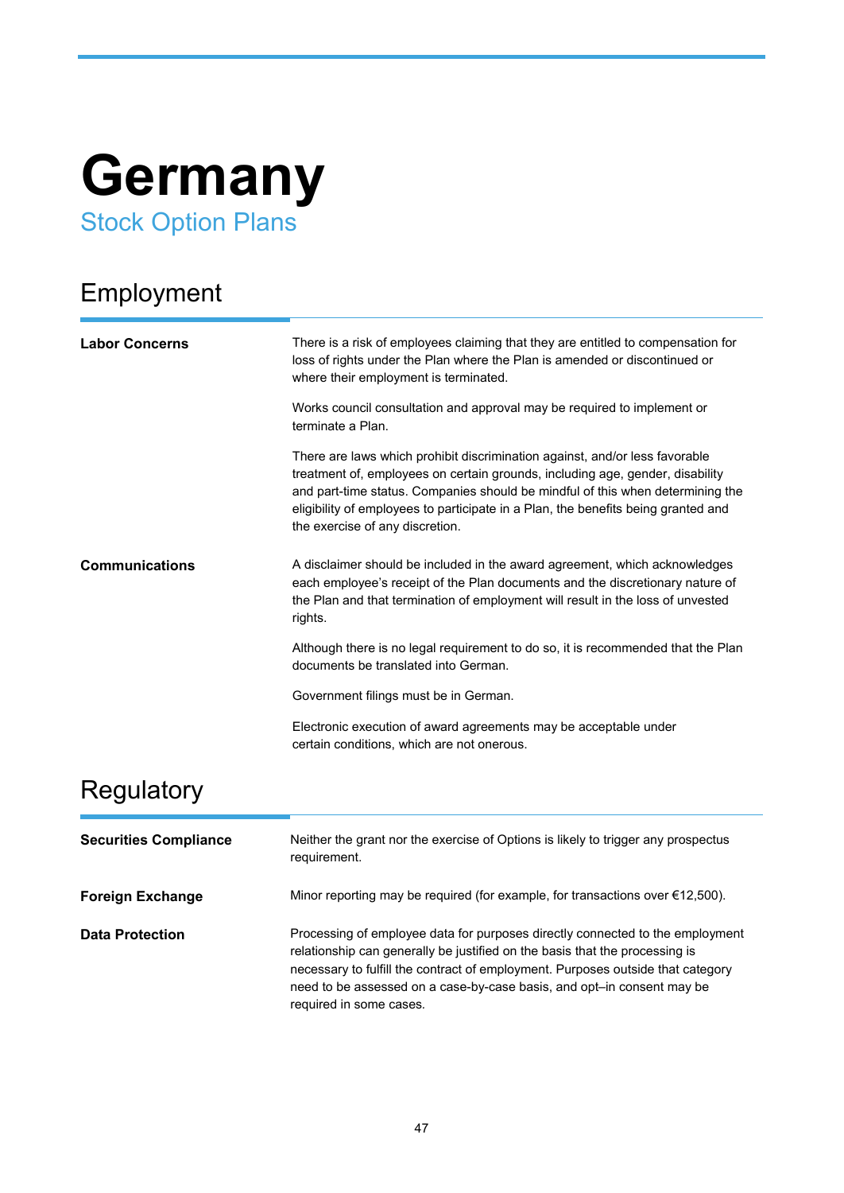# Germany

## Stock Option Plans

## Employment

| | |
|---|---|
| **Labor Concerns** | There is a risk of employees claiming that they are entitled to compensation for loss of rights under the Plan where the Plan is amended or discontinued or where their employment is terminated.<br><br>Works council consultation and approval may be required to implement or terminate a Plan.<br><br>There are laws which prohibit discrimination against, and/or less favorable treatment of, employees on certain grounds, including age, gender, disability and part-time status. Companies should be mindful of this when determining the eligibility of employees to participate in a Plan, the benefits being granted and the exercise of any discretion. |
| **Communications** | A disclaimer should be included in the award agreement, which acknowledges each employee's receipt of the Plan documents and the discretionary nature of the Plan and that termination of employment will result in the loss of unvested rights.<br><br>Although there is no legal requirement to do so, it is recommended that the Plan documents be translated into German.<br><br>Government filings must be in German.<br><br>Electronic execution of award agreements may be acceptable under certain conditions, which are not onerous. |

## Regulatory

| | |
|---|---|
| **Securities Compliance** | Neither the grant nor the exercise of Options is likely to trigger any prospectus requirement. |
| **Foreign Exchange** | Minor reporting may be required (for example, for transactions over €12,500). |
| **Data Protection** | Processing of employee data for purposes directly connected to the employment relationship can generally be justified on the basis that the processing is necessary to fulfill the contract of employment. Purposes outside that category need to be assessed on a case-by-case basis, and opt–in consent may be required in some cases. |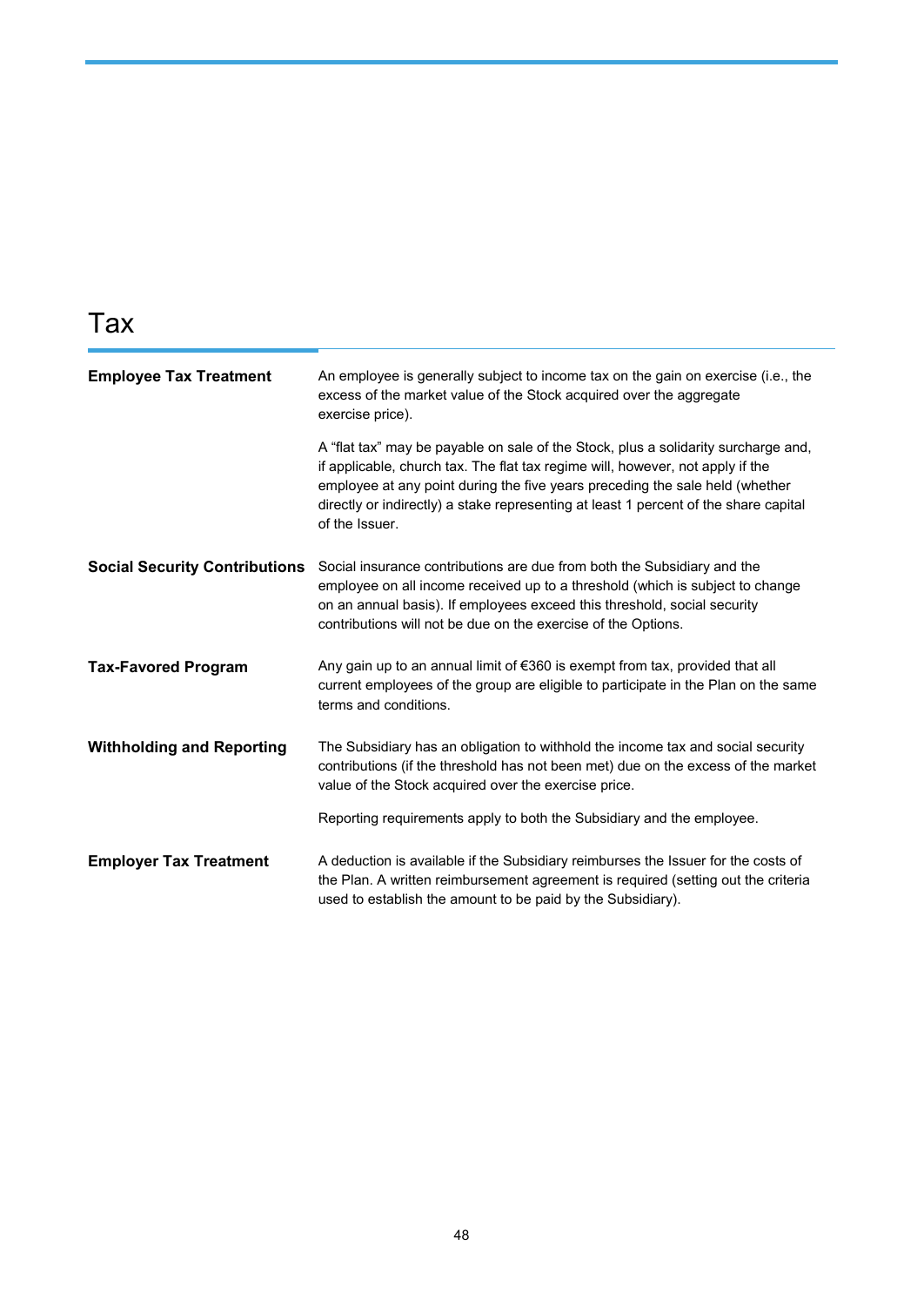# Tax

| | |
|---|---|
| **Employee Tax Treatment** | An employee is generally subject to income tax on the gain on exercise (i.e., the excess of the market value of the Stock acquired over the aggregate exercise price).<br><br>A "flat tax" may be payable on sale of the Stock, plus a solidarity surcharge and, if applicable, church tax. The flat tax regime will, however, not apply if the employee at any point during the five years preceding the sale held (whether directly or indirectly) a stake representing at least 1 percent of the share capital of the Issuer. |
| **Social Security Contributions** | Social insurance contributions are due from both the Subsidiary and the employee on all income received up to a threshold (which is subject to change on an annual basis). If employees exceed this threshold, social security contributions will not be due on the exercise of the Options. |
| **Tax-Favored Program** | Any gain up to an annual limit of €360 is exempt from tax, provided that all current employees of the group are eligible to participate in the Plan on the same terms and conditions. |
| **Withholding and Reporting** | The Subsidiary has an obligation to withhold the income tax and social security contributions (if the threshold has not been met) due on the excess of the market value of the Stock acquired over the exercise price.<br><br>Reporting requirements apply to both the Subsidiary and the employee. |
| **Employer Tax Treatment** | A deduction is available if the Subsidiary reimburses the Issuer for the costs of the Plan. A written reimbursement agreement is required (setting out the criteria used to establish the amount to be paid by the Subsidiary). |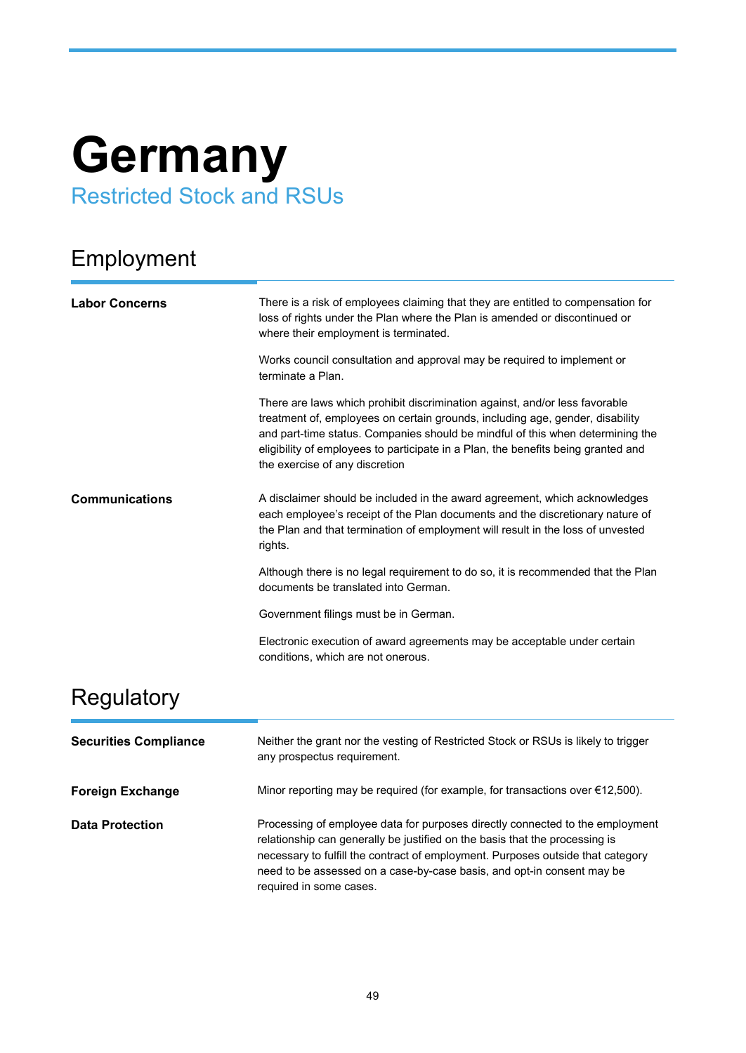# Germany

## Restricted Stock and RSUs

## Employment

| | |
|---|---|
| **Labor Concerns** | There is a risk of employees claiming that they are entitled to compensation for loss of rights under the Plan where the Plan is amended or discontinued or where their employment is terminated.<br><br>Works council consultation and approval may be required to implement or terminate a Plan.<br><br>There are laws which prohibit discrimination against, and/or less favorable treatment of, employees on certain grounds, including age, gender, disability and part-time status. Companies should be mindful of this when determining the eligibility of employees to participate in a Plan, the benefits being granted and the exercise of any discretion |
| **Communications** | A disclaimer should be included in the award agreement, which acknowledges each employee's receipt of the Plan documents and the discretionary nature of the Plan and that termination of employment will result in the loss of unvested rights.<br><br>Although there is no legal requirement to do so, it is recommended that the Plan documents be translated into German.<br><br>Government filings must be in German.<br><br>Electronic execution of award agreements may be acceptable under certain conditions, which are not onerous. |

## Regulatory

| | |
|---|---|
| **Securities Compliance** | Neither the grant nor the vesting of Restricted Stock or RSUs is likely to trigger any prospectus requirement. |
| **Foreign Exchange** | Minor reporting may be required (for example, for transactions over €12,500). |
| **Data Protection** | Processing of employee data for purposes directly connected to the employment relationship can generally be justified on the basis that the processing is necessary to fulfill the contract of employment. Purposes outside that category need to be assessed on a case-by-case basis, and opt-in consent may be required in some cases. |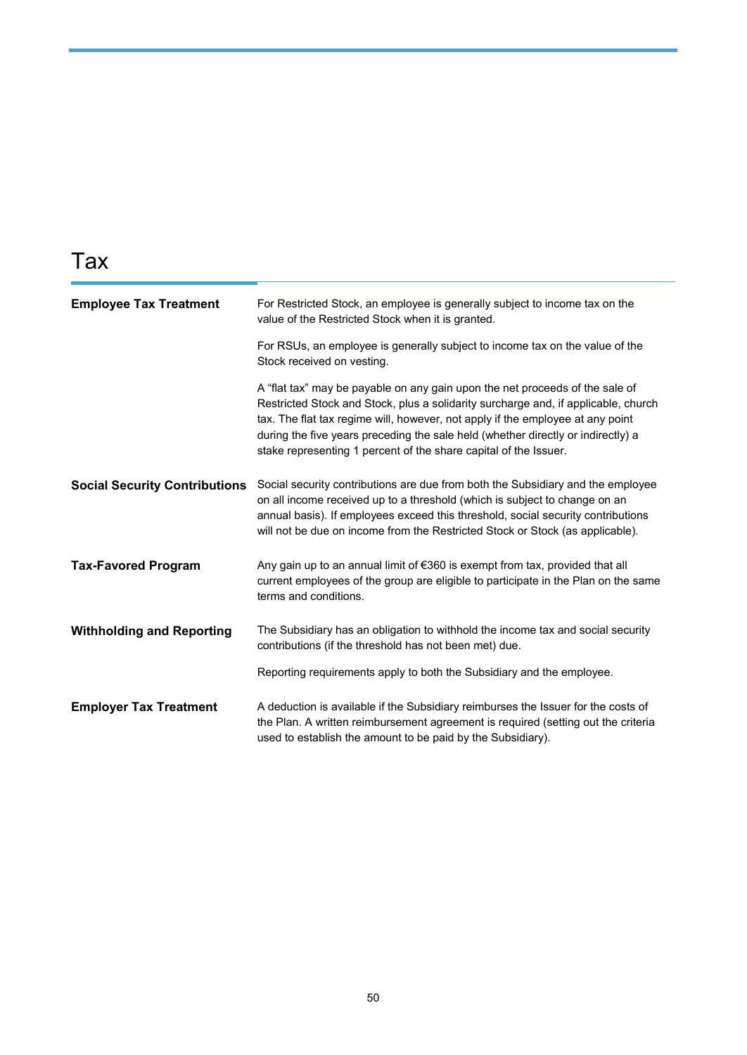# Tax

| | |
|---|---|
| **Employee Tax Treatment** | For Restricted Stock, an employee is generally subject to income tax on the value of the Restricted Stock when it is granted.<br><br>For RSUs, an employee is generally subject to income tax on the value of the Stock received on vesting.<br><br>A “flat tax” may be payable on any gain upon the net proceeds of the sale of Restricted Stock and Stock, plus a solidarity surcharge and, if applicable, church tax. The flat tax regime will, however, not apply if the employee at any point during the five years preceding the sale held (whether directly or indirectly) a stake representing 1 percent of the share capital of the Issuer. |
| **Social Security Contributions** | Social security contributions are due from both the Subsidiary and the employee on all income received up to a threshold (which is subject to change on an annual basis). If employees exceed this threshold, social security contributions will not be due on income from the Restricted Stock or Stock (as applicable). |
| **Tax-Favored Program** | Any gain up to an annual limit of €360 is exempt from tax, provided that all current employees of the group are eligible to participate in the Plan on the same terms and conditions. |
| **Withholding and Reporting** | The Subsidiary has an obligation to withhold the income tax and social security contributions (if the threshold has not been met) due.<br><br>Reporting requirements apply to both the Subsidiary and the employee. |
| **Employer Tax Treatment** | A deduction is available if the Subsidiary reimburses the Issuer for the costs of the Plan. A written reimbursement agreement is required (setting out the criteria used to establish the amount to be paid by the Subsidiary). |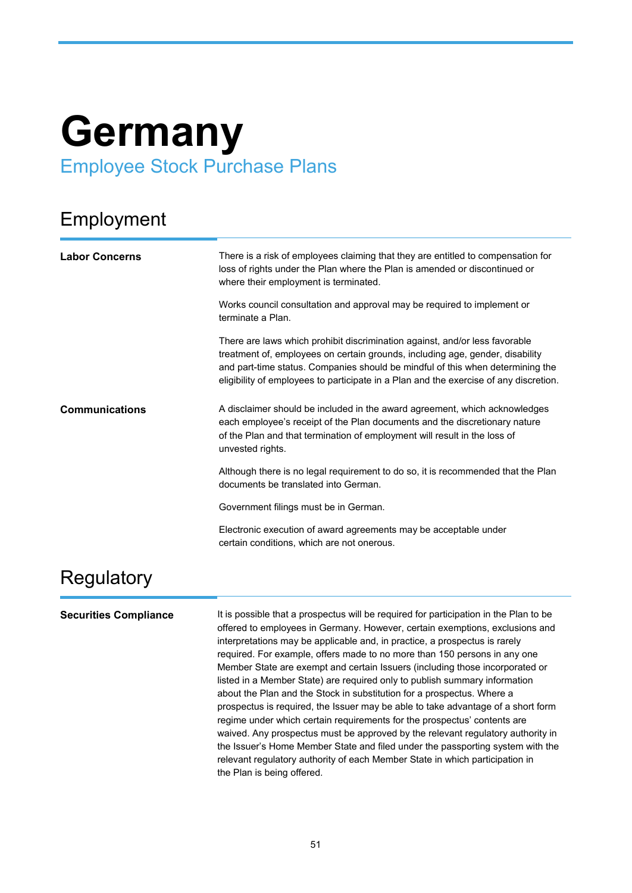# Germany

## Employee Stock Purchase Plans

## Employment

**Labor Concerns**

There is a risk of employees claiming that they are entitled to compensation for loss of rights under the Plan where the Plan is amended or discontinued or where their employment is terminated.

Works council consultation and approval may be required to implement or terminate a Plan.

There are laws which prohibit discrimination against, and/or less favorable treatment of, employees on certain grounds, including age, gender, disability and part-time status. Companies should be mindful of this when determining the eligibility of employees to participate in a Plan and the exercise of any discretion.

**Communications**

A disclaimer should be included in the award agreement, which acknowledges each employee's receipt of the Plan documents and the discretionary nature of the Plan and that termination of employment will result in the loss of unvested rights.

Although there is no legal requirement to do so, it is recommended that the Plan documents be translated into German.

Government filings must be in German.

Electronic execution of award agreements may be acceptable under certain conditions, which are not onerous.

## Regulatory

**Securities Compliance**

It is possible that a prospectus will be required for participation in the Plan to be offered to employees in Germany. However, certain exemptions, exclusions and interpretations may be applicable and, in practice, a prospectus is rarely required. For example, offers made to no more than 150 persons in any one Member State are exempt and certain Issuers (including those incorporated or listed in a Member State) are required only to publish summary information about the Plan and the Stock in substitution for a prospectus. Where a prospectus is required, the Issuer may be able to take advantage of a short form regime under which certain requirements for the prospectus' contents are waived. Any prospectus must be approved by the relevant regulatory authority in the Issuer's Home Member State and filed under the passporting system with the relevant regulatory authority of each Member State in which participation in the Plan is being offered.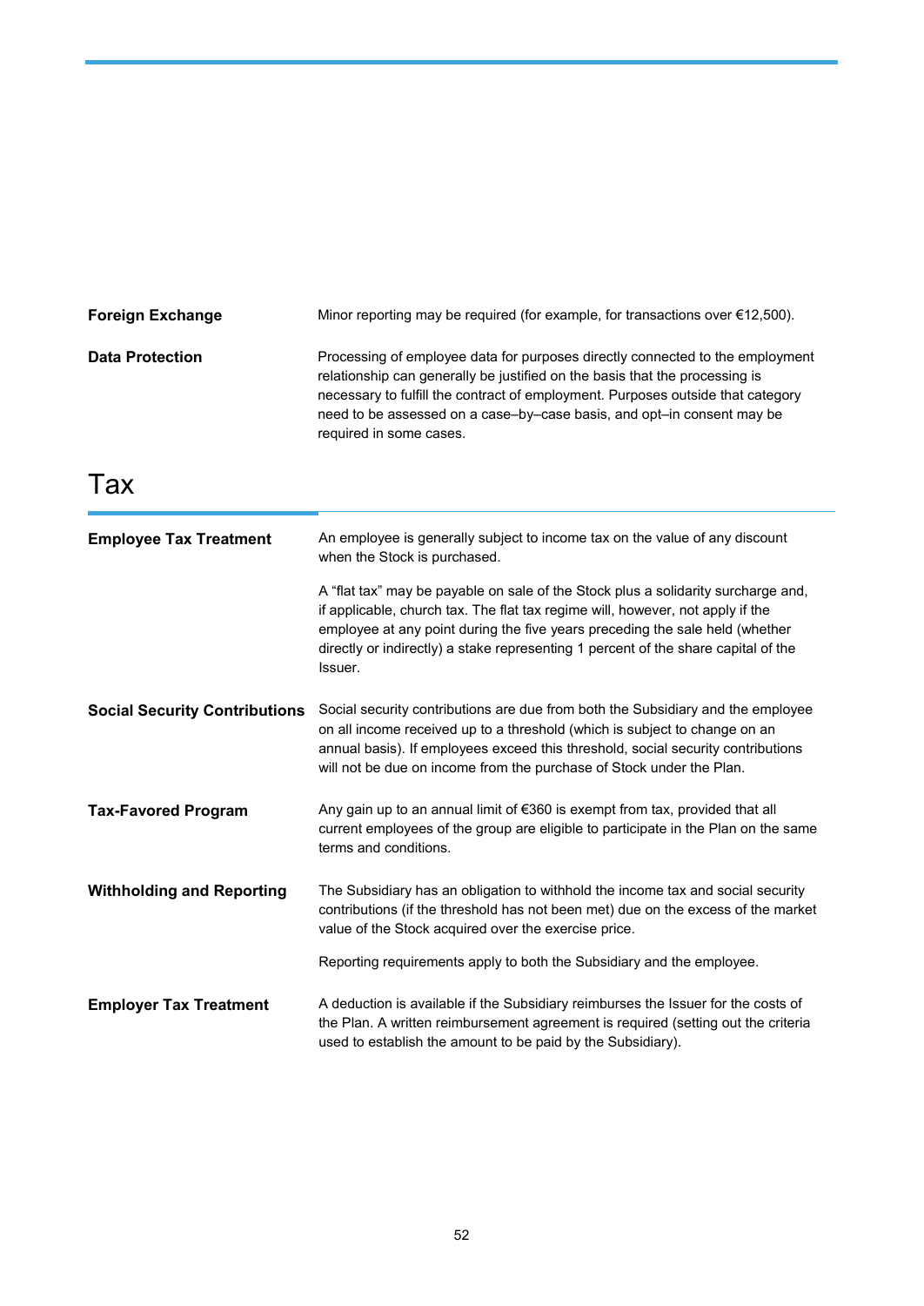| | |
|---|---|
| **Foreign Exchange** | Minor reporting may be required (for example, for transactions over €12,500). |
| **Data Protection** | Processing of employee data for purposes directly connected to the employment relationship can generally be justified on the basis that the processing is necessary to fulfill the contract of employment. Purposes outside that category need to be assessed on a case–by–case basis, and opt–in consent may be required in some cases. |

# Tax

| | |
|---|---|
| **Employee Tax Treatment** | An employee is generally subject to income tax on the value of any discount when the Stock is purchased.<br><br>A "flat tax" may be payable on sale of the Stock plus a solidarity surcharge and, if applicable, church tax. The flat tax regime will, however, not apply if the employee at any point during the five years preceding the sale held (whether directly or indirectly) a stake representing 1 percent of the share capital of the Issuer. |
| **Social Security Contributions** | Social security contributions are due from both the Subsidiary and the employee on all income received up to a threshold (which is subject to change on an annual basis). If employees exceed this threshold, social security contributions will not be due on income from the purchase of Stock under the Plan. |
| **Tax-Favored Program** | Any gain up to an annual limit of €360 is exempt from tax, provided that all current employees of the group are eligible to participate in the Plan on the same terms and conditions. |
| **Withholding and Reporting** | The Subsidiary has an obligation to withhold the income tax and social security contributions (if the threshold has not been met) due on the excess of the market value of the Stock acquired over the exercise price.<br><br>Reporting requirements apply to both the Subsidiary and the employee. |
| **Employer Tax Treatment** | A deduction is available if the Subsidiary reimburses the Issuer for the costs of the Plan. A written reimbursement agreement is required (setting out the criteria used to establish the amount to be paid by the Subsidiary). |